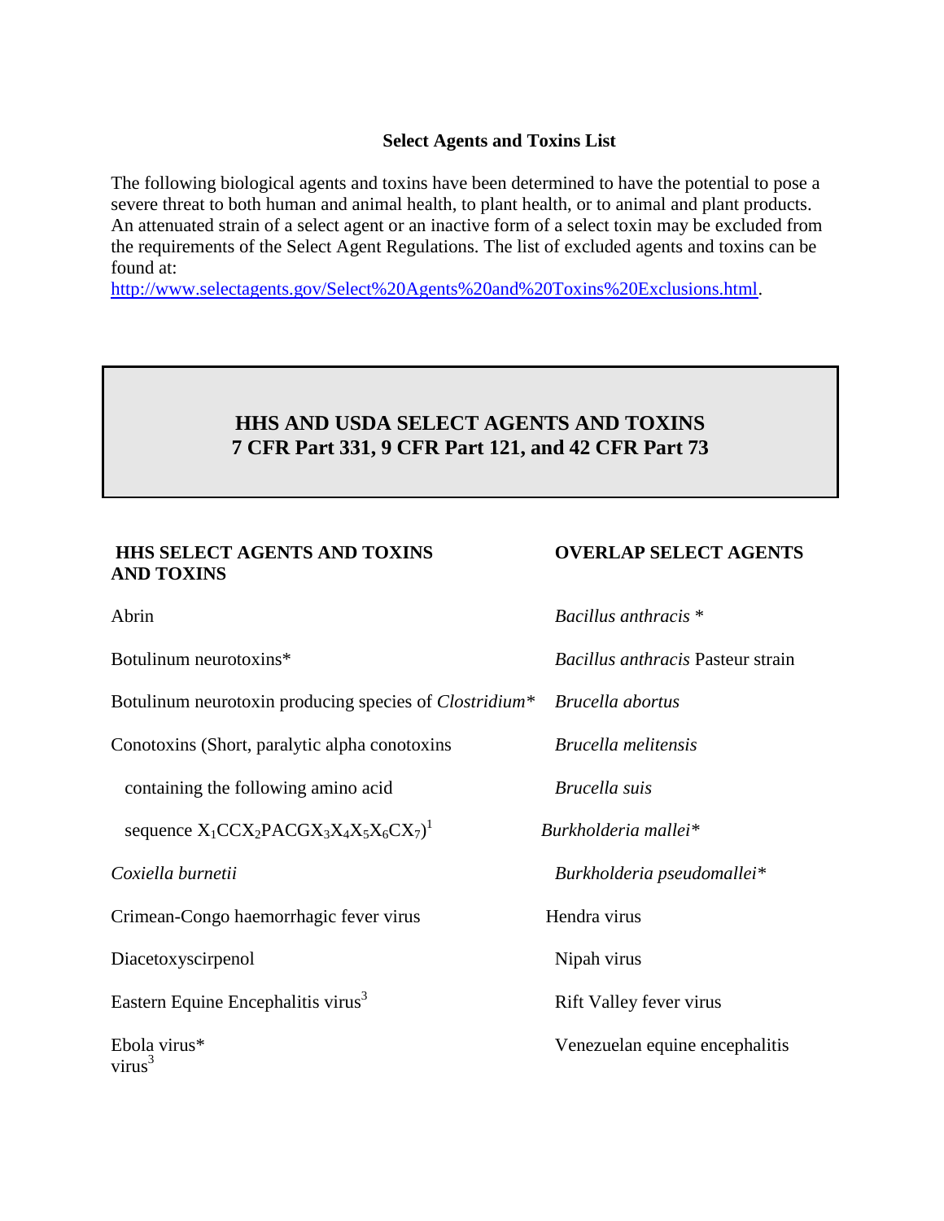**Select Agents and Toxins List**

The following biological agents and toxins have been determined to have the potential to pose a severe threat to both human and animal health, to plant health, or to animal and plant products. An attenuated strain of a select agent or an inactive form of a select toxin may be excluded from the requirements of the Select Agent Regulations. The list of excluded agents and toxins can be found at:
[http://www.selectagents.gov/Select%20Agents%20and%20Toxins%20Exclusions.html](http://www.selectagents.gov/Select%20Agents%20and%20Toxins%20Exclusions.html).

## HHS AND USDA SELECT AGENTS AND TOXINS
## 7 CFR Part 331, 9 CFR Part 121, and 42 CFR Part 73

### HHS SELECT AGENTS AND TOXINS

Abrin

Botulinum neurotoxins*

Botulinum neurotoxin producing species of *Clostridium**

Conotoxins (Short, paralytic alpha conotoxins containing the following amino acid sequence $X_1CCX_2PACGX_3X_4X_5X_6CX_7$)[1]

*Coxiella burnetii*

Crimean-Congo haemorrhagic fever virus

Diacetoxyscirpenol

Eastern Equine Encephalitis virus[3]

Ebola virus*

### OVERLAP SELECT AGENTS AND TOXINS

*Bacillus anthracis* *

*Bacillus anthracis* Pasteur strain

*Brucella abortus*

*Brucella melitensis*

*Brucella suis*

*Burkholderia mallei**

*Burkholderia pseudomallei**

Hendra virus

Nipah virus

Rift Valley fever virus

Venezuelan equine encephalitis virus[3]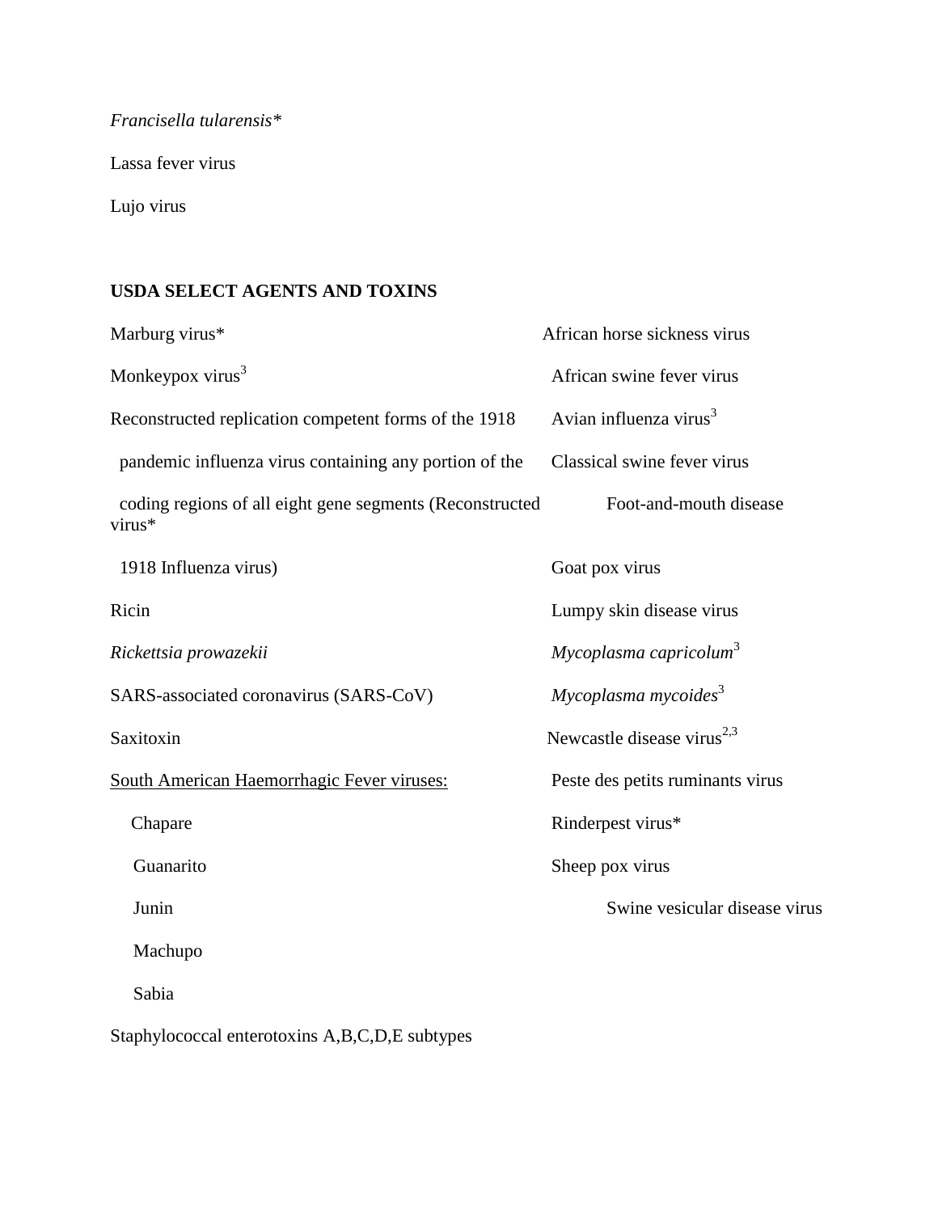*Francisella tularensis**

Lassa fever virus

Lujo virus

**USDA SELECT AGENTS AND TOXINS**

Marburg virus*

Monkeypox virus[3]

Reconstructed replication competent forms of the 1918 pandemic influenza virus containing any portion of the coding regions of all eight gene segments (Reconstructed 1918 Influenza virus)

Ricin

*Rickettsia prowazekii*

SARS-associated coronavirus (SARS-CoV)

Saxitoxin

<u>South American Haemorrhagic Fever viruses:</u>

- Chapare
- Guanarito
- Junin
- Machupo
- Sabia

Staphylococcal enterotoxins A,B,C,D,E subtypes

African horse sickness virus

African swine fever virus

Avian influenza virus[3]

Classical swine fever virus

Foot-and-mouth disease virus*

Goat pox virus

Lumpy skin disease virus

*Mycoplasma capricolum*[3]

*Mycoplasma mycoides*[3]

Newcastle disease virus[2,3]

Peste des petits ruminants virus

Rinderpest virus*

Sheep pox virus

Swine vesicular disease virus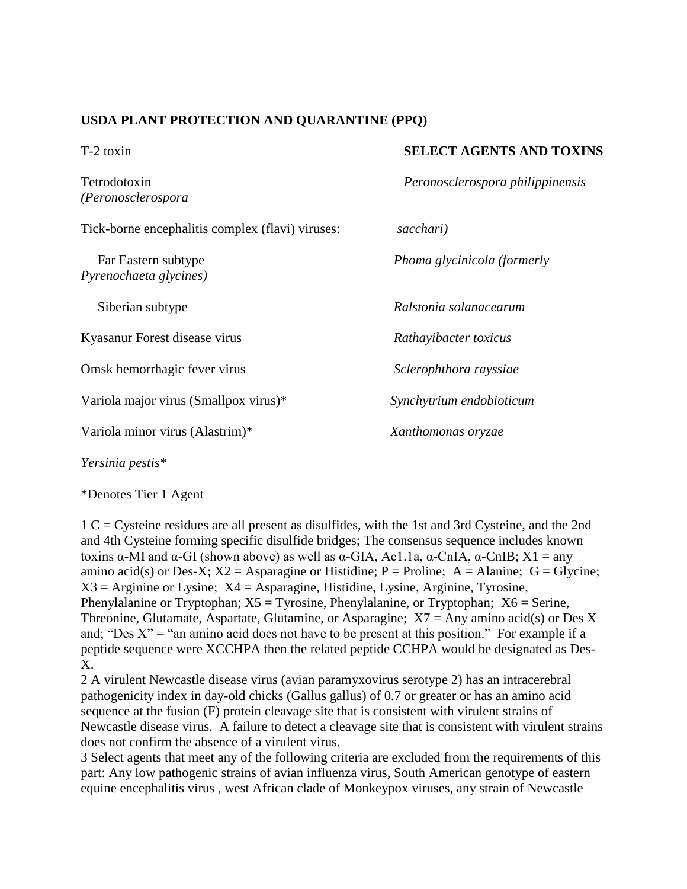T-2 toxin

Tetrodotoxin

<u>Tick-borne encephalitis complex (flavi) viruses:</u>

Far Eastern subtype

Siberian subtype

Kyasanur Forest disease virus

Omsk hemorrhagic fever virus

Variola major virus (Smallpox virus)*

Variola minor virus (Alastrim)*

*Yersinia pestis**

**USDA PLANT PROTECTION AND QUARANTINE (PPQ)**

**SELECT AGENTS AND TOXINS**

*Peronosclerospora philippinensis (Peronosclerospora sacchari)*

*Phoma glycinicola (formerly Pyrenochaeta glycines)*

*Ralstonia solanacearum*

*Rathayibacter toxicus*

*Sclerophthora rayssiae*

*Synchytrium endobioticum*

*Xanthomonas oryzae*

*Denotes Tier 1 Agent

1 C = Cysteine residues are all present as disulfides, with the 1st and 3rd Cysteine, and the 2nd and 4th Cysteine forming specific disulfide bridges; The consensus sequence includes known toxins α-MI and α-GI (shown above) as well as α-GIA, Ac1.1a, α-CnIA, α-CnIB; X1 = any amino acid(s) or Des-X; X2 = Asparagine or Histidine; P = Proline; A = Alanine; G = Glycine; X3 = Arginine or Lysine; X4 = Asparagine, Histidine, Lysine, Arginine, Tyrosine, Phenylalanine or Tryptophan; X5 = Tyrosine, Phenylalanine, or Tryptophan; X6 = Serine, Threonine, Glutamate, Aspartate, Glutamine, or Asparagine; X7 = Any amino acid(s) or Des X and; "Des X" = "an amino acid does not have to be present at this position." For example if a peptide sequence were XCCHPA then the related peptide CCHPA would be designated as Des-X.

2 A virulent Newcastle disease virus (avian paramyxovirus serotype 2) has an intracerebral pathogenicity index in day-old chicks (Gallus gallus) of 0.7 or greater or has an amino acid sequence at the fusion (F) protein cleavage site that is consistent with virulent strains of Newcastle disease virus. A failure to detect a cleavage site that is consistent with virulent strains does not confirm the absence of a virulent virus.

3 Select agents that meet any of the following criteria are excluded from the requirements of this part: Any low pathogenic strains of avian influenza virus, South American genotype of eastern equine encephalitis virus , west African clade of Monkeypox viruses, any strain of Newcastle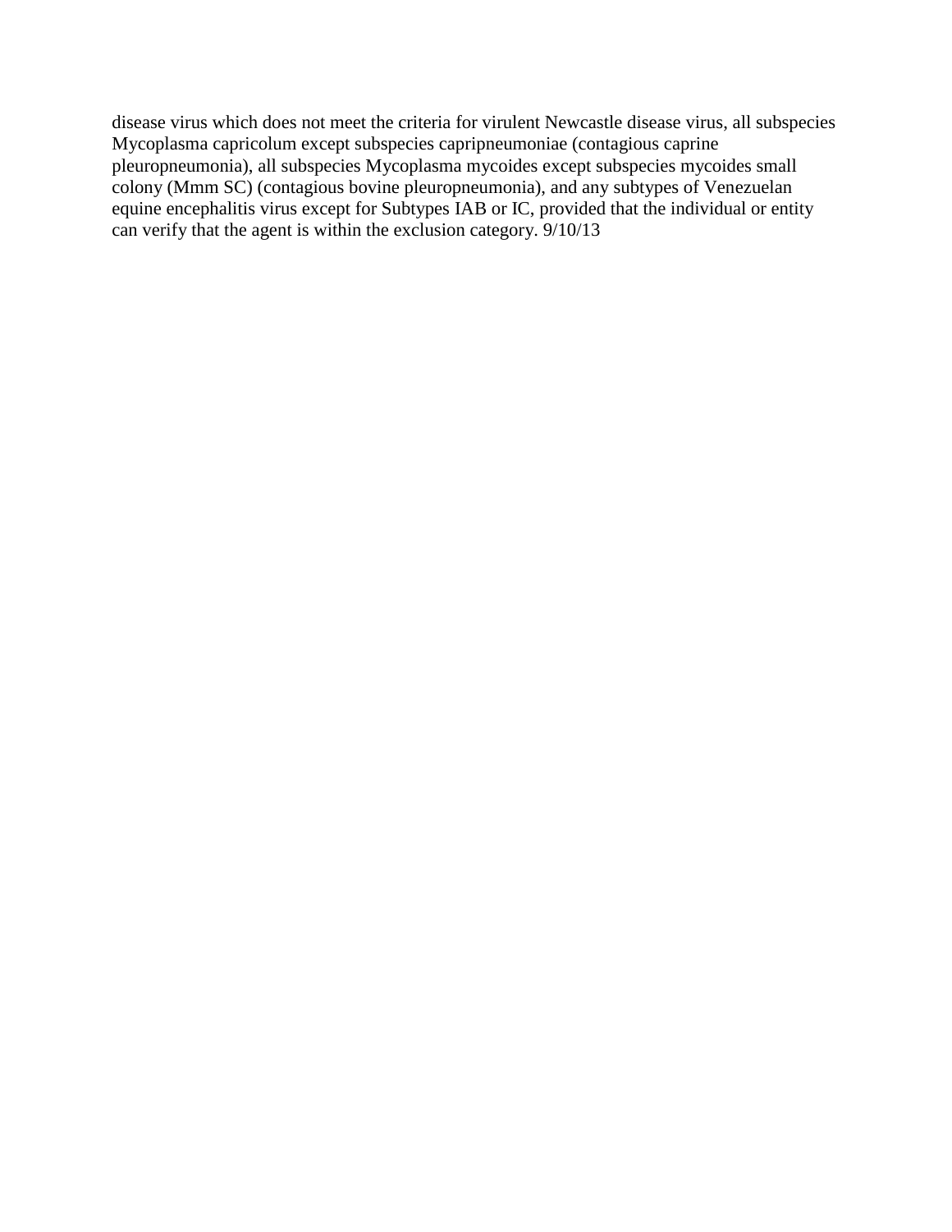disease virus which does not meet the criteria for virulent Newcastle disease virus, all subspecies Mycoplasma capricolum except subspecies capripneumoniae (contagious caprine pleuropneumonia), all subspecies Mycoplasma mycoides except subspecies mycoides small colony (Mmm SC) (contagious bovine pleuropneumonia), and any subtypes of Venezuelan equine encephalitis virus except for Subtypes IAB or IC, provided that the individual or entity can verify that the agent is within the exclusion category. 9/10/13